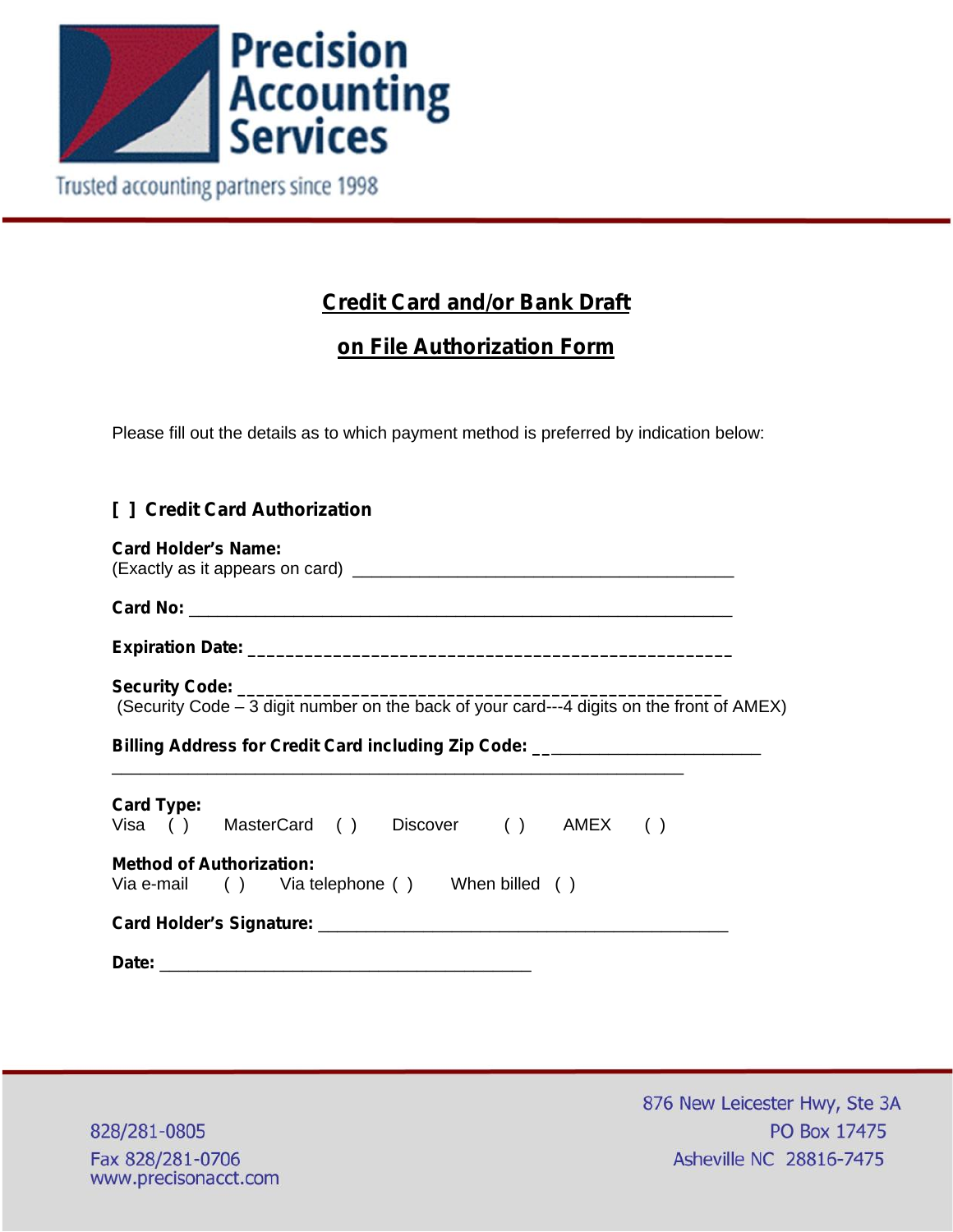Precision Accounting Services

Trusted accounting partners since 1998

# Credit Card and/or Bank Draft on File Authorization Form

Please fill out the details as to which payment method is preferred by indication below:

## [ ] Credit Card Authorization

**Card Holder's Name:**
(Exactly as it appears on card) _______________________________________

**Card No:** _______________________________________________________

**Expiration Date:** _______________________________________________

**Security Code:** _________________________________________________
(Security Code – 3 digit number on the back of your card---4 digits on the front of AMEX)

**Billing Address for Credit Card including Zip Code:** ________________________
____________________________________________________________

**Card Type:**
Visa ( ) MasterCard ( ) Discover ( ) AMEX ( )

**Method of Authorization:**
Via e-mail ( ) Via telephone ( ) When billed ( )

**Card Holder's Signature:** __________________________________________

**Date:** _______________________________________

828/281-0805
Fax 828/281-0706
www.precisonacct.com

876 New Leicester Hwy, Ste 3A
PO Box 17475
Asheville NC 28816-7475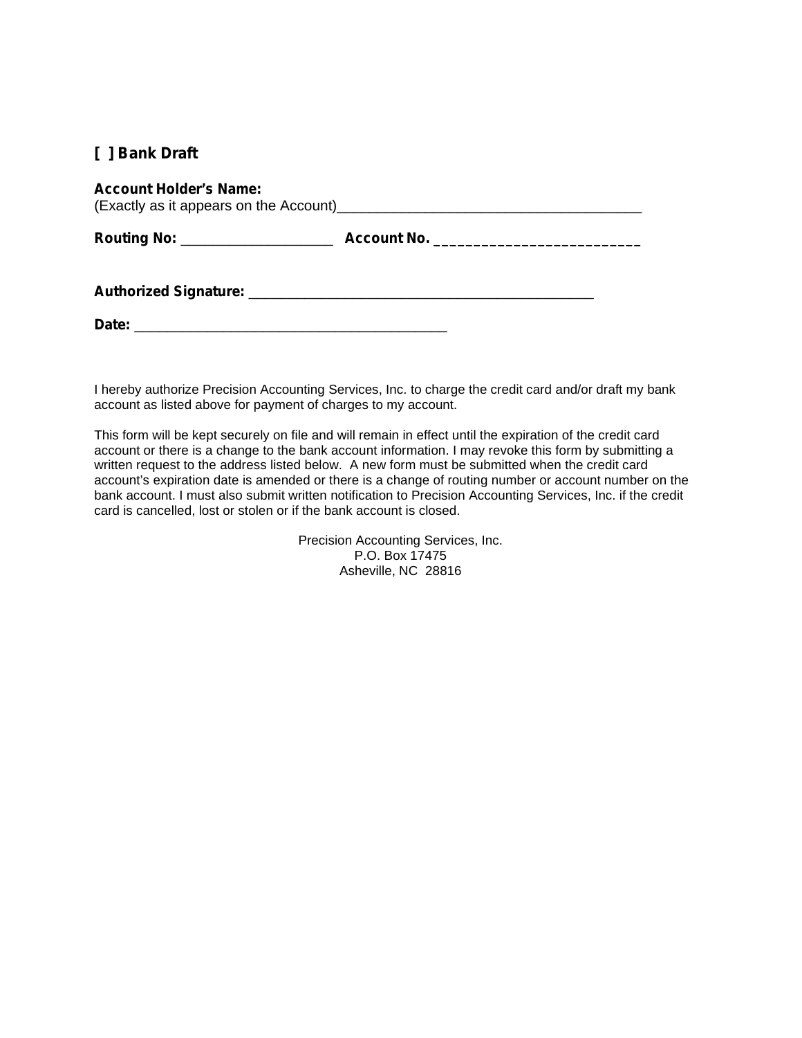**[ ] Bank Draft**

**Account Holder's Name:**
(Exactly as it appears on the Account)______________________________________

**Routing No:** ____________________ **Account No.** ___________________________

**Authorized Signature:** _____________________________________________

**Date:** _________________________________________

I hereby authorize Precision Accounting Services, Inc. to charge the credit card and/or draft my bank account as listed above for payment of charges to my account.

This form will be kept securely on file and will remain in effect until the expiration of the credit card account or there is a change to the bank account information. I may revoke this form by submitting a written request to the address listed below. A new form must be submitted when the credit card account's expiration date is amended or there is a change of routing number or account number on the bank account. I must also submit written notification to Precision Accounting Services, Inc. if the credit card is cancelled, lost or stolen or if the bank account is closed.

Precision Accounting Services, Inc.
P.O. Box 17475
Asheville, NC 28816